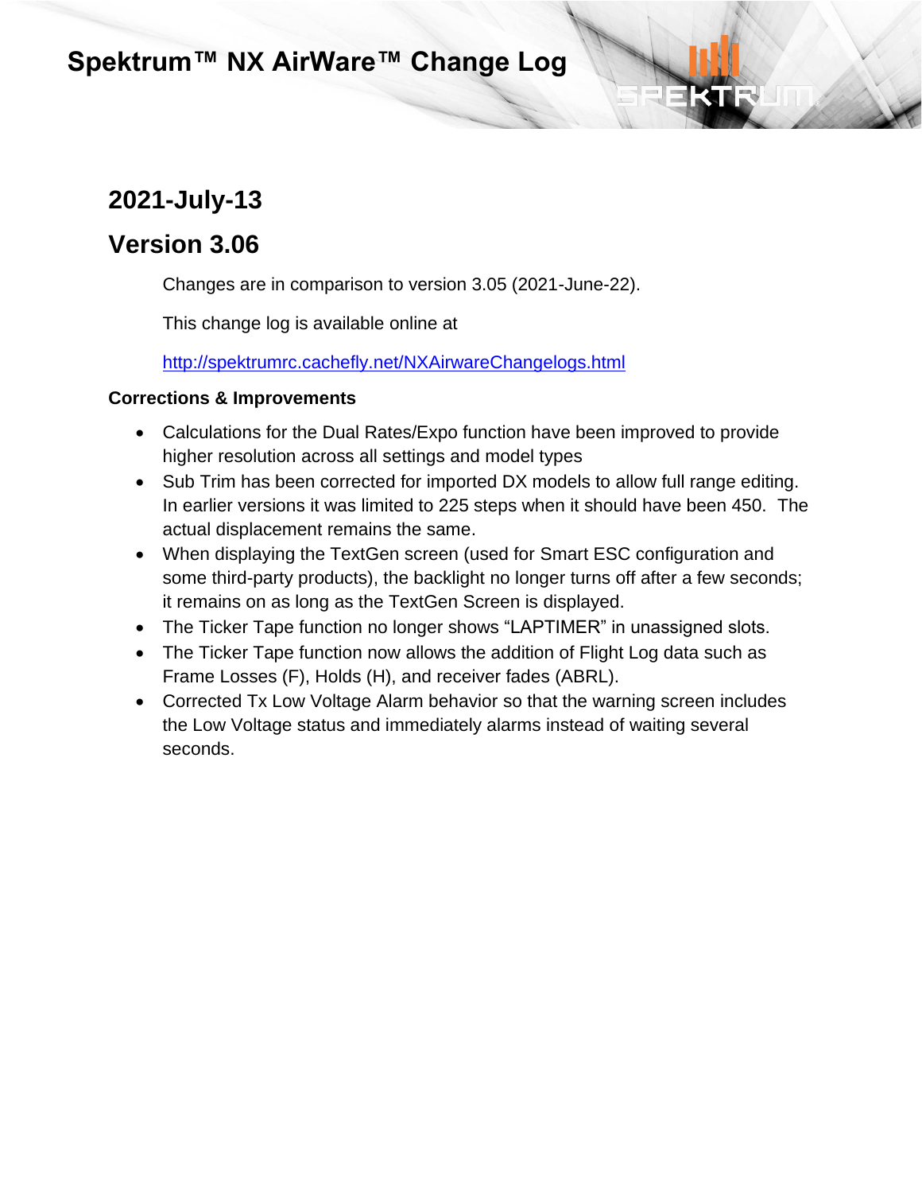# Spektrum™ NX AirWare™ Change Log

## 2021-July-13

## Version 3.06

Changes are in comparison to version 3.05 (2021-June-22).

This change log is available online at

http://spektrumrc.cachefly.net/NXAirwareChangelogs.html

### Corrections & Improvements

- Calculations for the Dual Rates/Expo function have been improved to provide higher resolution across all settings and model types
- Sub Trim has been corrected for imported DX models to allow full range editing. In earlier versions it was limited to 225 steps when it should have been 450. The actual displacement remains the same.
- When displaying the TextGen screen (used for Smart ESC configuration and some third-party products), the backlight no longer turns off after a few seconds; it remains on as long as the TextGen Screen is displayed.
- The Ticker Tape function no longer shows "LAPTIMER" in unassigned slots.
- The Ticker Tape function now allows the addition of Flight Log data such as Frame Losses (F), Holds (H), and receiver fades (ABRL).
- Corrected Tx Low Voltage Alarm behavior so that the warning screen includes the Low Voltage status and immediately alarms instead of waiting several seconds.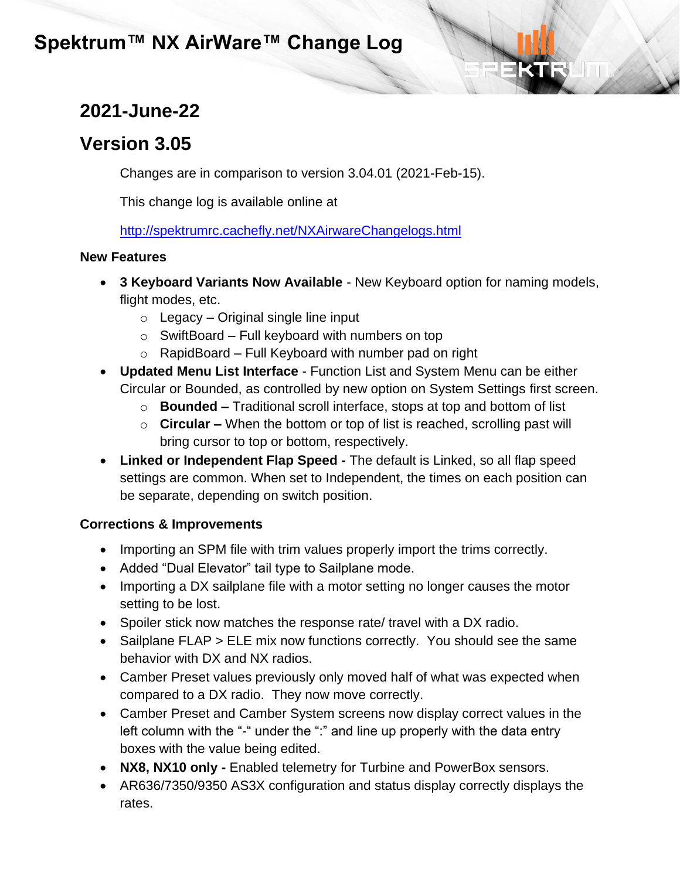# Spektrum™ NX AirWare™ Change Log

## 2021-June-22

## Version 3.05

Changes are in comparison to version 3.04.01 (2021-Feb-15).

This change log is available online at

http://spektrumrc.cachefly.net/NXAirwareChangelogs.html

### New Features

- **3 Keyboard Variants Now Available** - New Keyboard option for naming models, flight modes, etc.
  - Legacy – Original single line input
  - SwiftBoard – Full keyboard with numbers on top
  - RapidBoard – Full Keyboard with number pad on right
- **Updated Menu List Interface** - Function List and System Menu can be either Circular or Bounded, as controlled by new option on System Settings first screen.
  - **Bounded –** Traditional scroll interface, stops at top and bottom of list
  - **Circular –** When the bottom or top of list is reached, scrolling past will bring cursor to top or bottom, respectively.
- **Linked or Independent Flap Speed -** The default is Linked, so all flap speed settings are common. When set to Independent, the times on each position can be separate, depending on switch position.

### Corrections & Improvements

- Importing an SPM file with trim values properly import the trims correctly.
- Added "Dual Elevator" tail type to Sailplane mode.
- Importing a DX sailplane file with a motor setting no longer causes the motor setting to be lost.
- Spoiler stick now matches the response rate/ travel with a DX radio.
- Sailplane FLAP > ELE mix now functions correctly. You should see the same behavior with DX and NX radios.
- Camber Preset values previously only moved half of what was expected when compared to a DX radio. They now move correctly.
- Camber Preset and Camber System screens now display correct values in the left column with the "-" under the ":" and line up properly with the data entry boxes with the value being edited.
- **NX8, NX10 only -** Enabled telemetry for Turbine and PowerBox sensors.
- AR636/7350/9350 AS3X configuration and status display correctly displays the rates.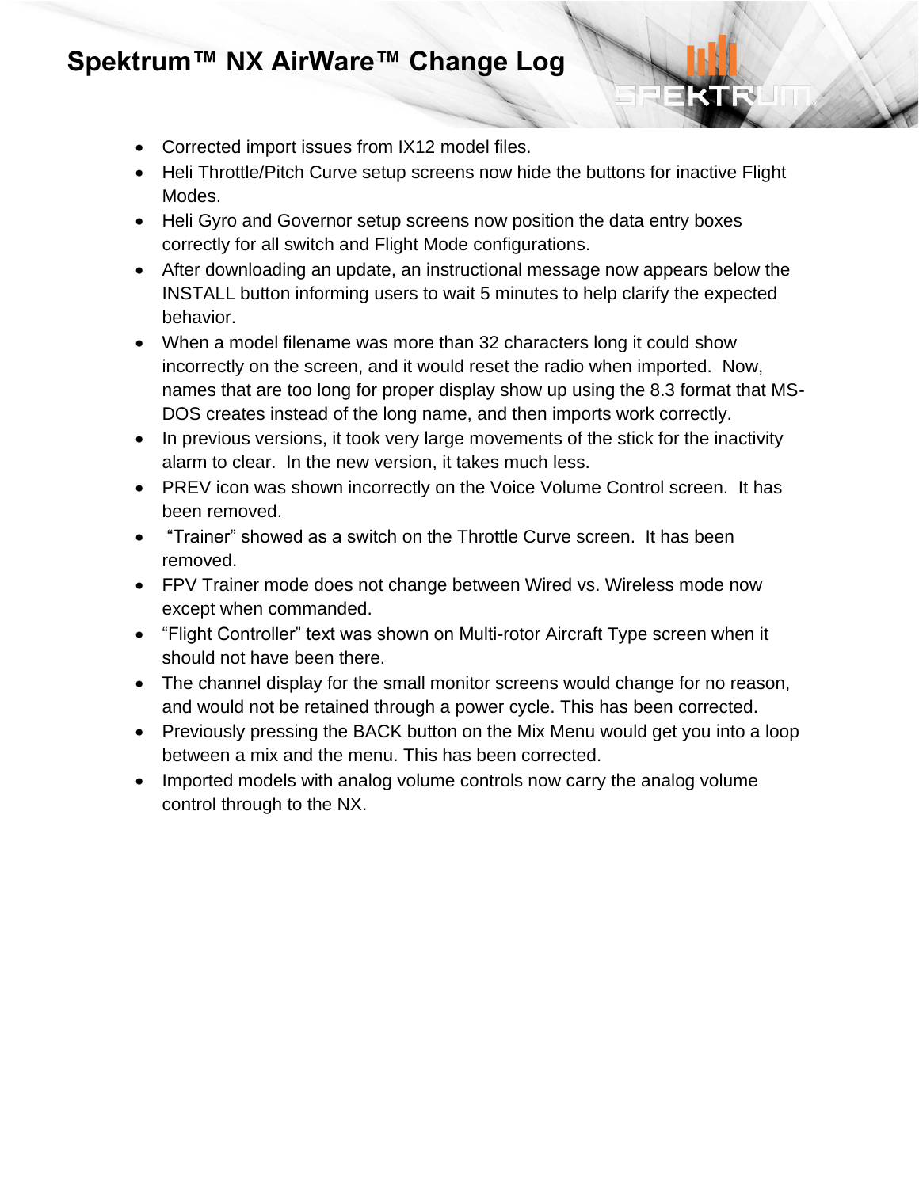- Corrected import issues from IX12 model files.
- Heli Throttle/Pitch Curve setup screens now hide the buttons for inactive Flight Modes.
- Heli Gyro and Governor setup screens now position the data entry boxes correctly for all switch and Flight Mode configurations.
- After downloading an update, an instructional message now appears below the INSTALL button informing users to wait 5 minutes to help clarify the expected behavior.
- When a model filename was more than 32 characters long it could show incorrectly on the screen, and it would reset the radio when imported. Now, names that are too long for proper display show up using the 8.3 format that MS-DOS creates instead of the long name, and then imports work correctly.
- In previous versions, it took very large movements of the stick for the inactivity alarm to clear. In the new version, it takes much less.
- PREV icon was shown incorrectly on the Voice Volume Control screen. It has been removed.
- "Trainer" showed as a switch on the Throttle Curve screen. It has been removed.
- FPV Trainer mode does not change between Wired vs. Wireless mode now except when commanded.
- "Flight Controller" text was shown on Multi-rotor Aircraft Type screen when it should not have been there.
- The channel display for the small monitor screens would change for no reason, and would not be retained through a power cycle. This has been corrected.
- Previously pressing the BACK button on the Mix Menu would get you into a loop between a mix and the menu. This has been corrected.
- Imported models with analog volume controls now carry the analog volume control through to the NX.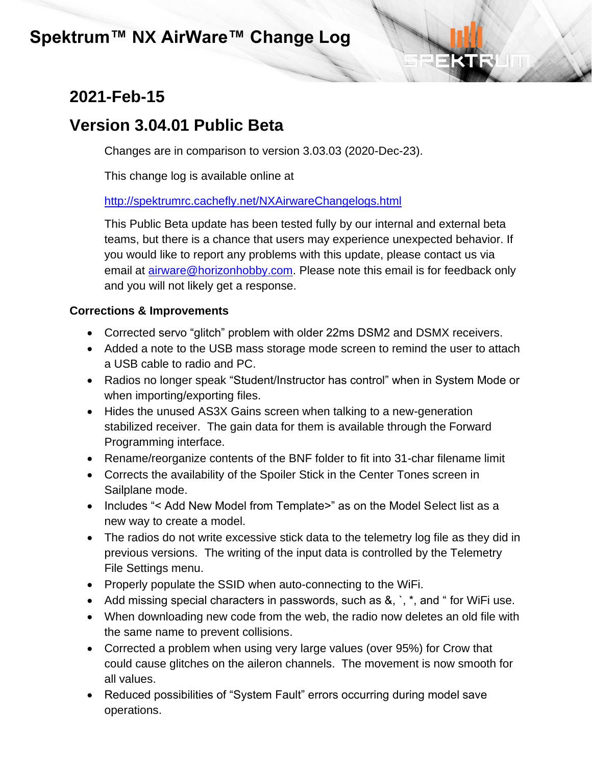# Spektrum™ NX AirWare™ Change Log

## 2021-Feb-15

## Version 3.04.01 Public Beta

Changes are in comparison to version 3.03.03 (2020-Dec-23).

This change log is available online at

http://spektrumrc.cachefly.net/NXAirwareChangelogs.html

This Public Beta update has been tested fully by our internal and external beta teams, but there is a chance that users may experience unexpected behavior. If you would like to report any problems with this update, please contact us via email at airware@horizonhobby.com. Please note this email is for feedback only and you will not likely get a response.

### Corrections & Improvements

- Corrected servo "glitch" problem with older 22ms DSM2 and DSMX receivers.
- Added a note to the USB mass storage mode screen to remind the user to attach a USB cable to radio and PC.
- Radios no longer speak "Student/Instructor has control" when in System Mode or when importing/exporting files.
- Hides the unused AS3X Gains screen when talking to a new-generation stabilized receiver. The gain data for them is available through the Forward Programming interface.
- Rename/reorganize contents of the BNF folder to fit into 31-char filename limit
- Corrects the availability of the Spoiler Stick in the Center Tones screen in Sailplane mode.
- Includes "< Add New Model from Template>" as on the Model Select list as a new way to create a model.
- The radios do not write excessive stick data to the telemetry log file as they did in previous versions. The writing of the input data is controlled by the Telemetry File Settings menu.
- Properly populate the SSID when auto-connecting to the WiFi.
- Add missing special characters in passwords, such as &, `, *, and " for WiFi use.
- When downloading new code from the web, the radio now deletes an old file with the same name to prevent collisions.
- Corrected a problem when using very large values (over 95%) for Crow that could cause glitches on the aileron channels. The movement is now smooth for all values.
- Reduced possibilities of "System Fault" errors occurring during model save operations.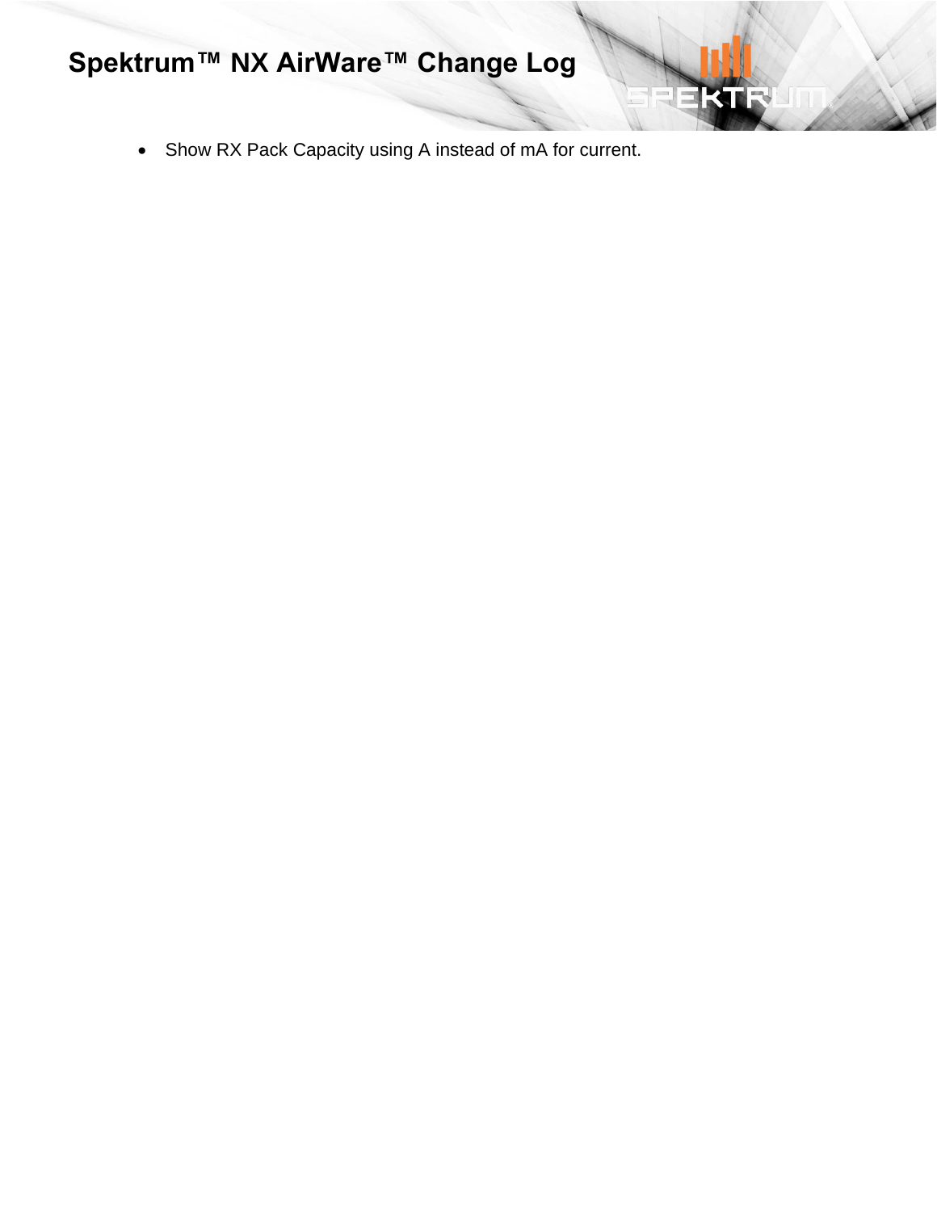- Show RX Pack Capacity using A instead of mA for current.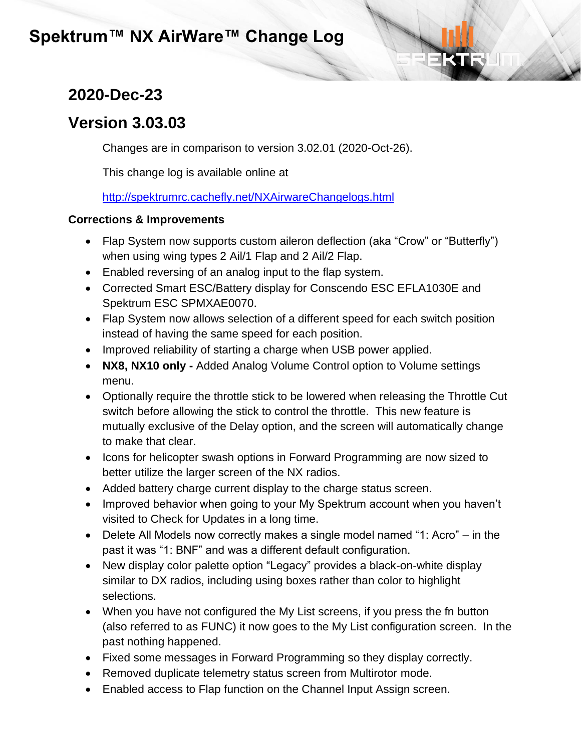# Spektrum™ NX AirWare™ Change Log

## 2020-Dec-23

## Version 3.03.03

Changes are in comparison to version 3.02.01 (2020-Oct-26).

This change log is available online at

http://spektrumrc.cachefly.net/NXAirwareChangelogs.html

### Corrections & Improvements

- Flap System now supports custom aileron deflection (aka "Crow" or "Butterfly") when using wing types 2 Ail/1 Flap and 2 Ail/2 Flap.
- Enabled reversing of an analog input to the flap system.
- Corrected Smart ESC/Battery display for Conscendo ESC EFLA1030E and Spektrum ESC SPMXAE0070.
- Flap System now allows selection of a different speed for each switch position instead of having the same speed for each position.
- Improved reliability of starting a charge when USB power applied.
- **NX8, NX10 only -** Added Analog Volume Control option to Volume settings menu.
- Optionally require the throttle stick to be lowered when releasing the Throttle Cut switch before allowing the stick to control the throttle. This new feature is mutually exclusive of the Delay option, and the screen will automatically change to make that clear.
- Icons for helicopter swash options in Forward Programming are now sized to better utilize the larger screen of the NX radios.
- Added battery charge current display to the charge status screen.
- Improved behavior when going to your My Spektrum account when you haven't visited to Check for Updates in a long time.
- Delete All Models now correctly makes a single model named "1: Acro" – in the past it was "1: BNF" and was a different default configuration.
- New display color palette option "Legacy" provides a black-on-white display similar to DX radios, including using boxes rather than color to highlight selections.
- When you have not configured the My List screens, if you press the fn button (also referred to as FUNC) it now goes to the My List configuration screen. In the past nothing happened.
- Fixed some messages in Forward Programming so they display correctly.
- Removed duplicate telemetry status screen from Multirotor mode.
- Enabled access to Flap function on the Channel Input Assign screen.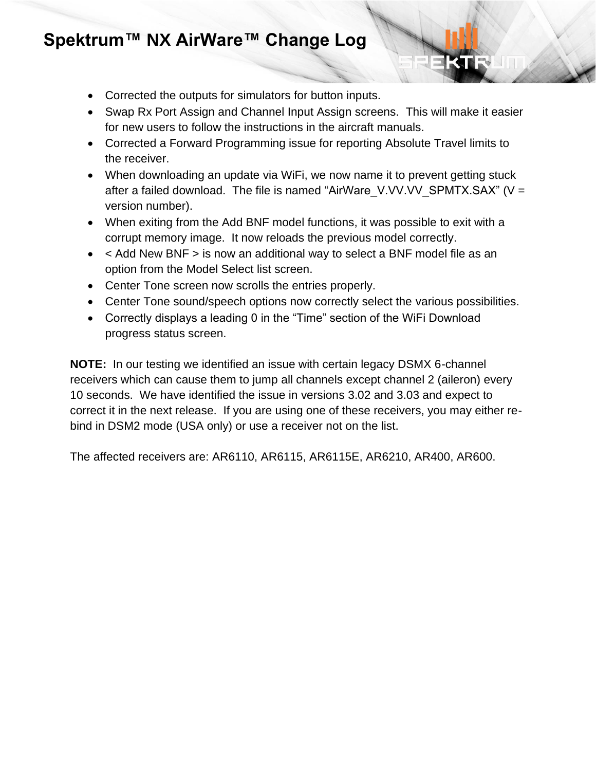- Corrected the outputs for simulators for button inputs.
- Swap Rx Port Assign and Channel Input Assign screens. This will make it easier for new users to follow the instructions in the aircraft manuals.
- Corrected a Forward Programming issue for reporting Absolute Travel limits to the receiver.
- When downloading an update via WiFi, we now name it to prevent getting stuck after a failed download. The file is named "AirWare_V.VV.VV_SPMTX.SAX" (V = version number).
- When exiting from the Add BNF model functions, it was possible to exit with a corrupt memory image. It now reloads the previous model correctly.
- < Add New BNF > is now an additional way to select a BNF model file as an option from the Model Select list screen.
- Center Tone screen now scrolls the entries properly.
- Center Tone sound/speech options now correctly select the various possibilities.
- Correctly displays a leading 0 in the "Time" section of the WiFi Download progress status screen.

**NOTE:** In our testing we identified an issue with certain legacy DSMX 6-channel receivers which can cause them to jump all channels except channel 2 (aileron) every 10 seconds. We have identified the issue in versions 3.02 and 3.03 and expect to correct it in the next release. If you are using one of these receivers, you may either re-bind in DSM2 mode (USA only) or use a receiver not on the list.

The affected receivers are: AR6110, AR6115, AR6115E, AR6210, AR400, AR600.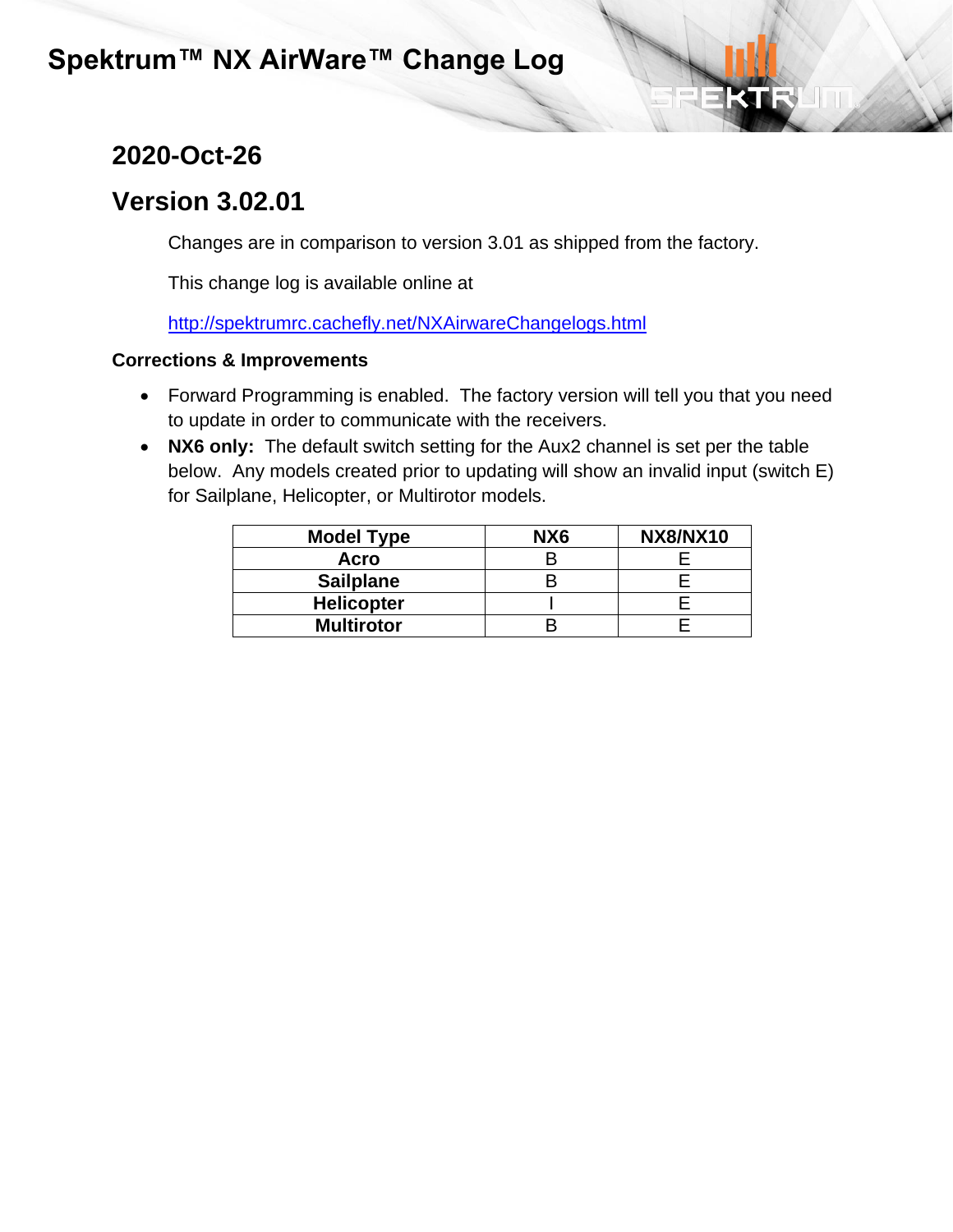# Spektrum™ NX AirWare™ Change Log

## 2020-Oct-26

## Version 3.02.01

Changes are in comparison to version 3.01 as shipped from the factory.

This change log is available online at

http://spektrumrc.cachefly.net/NXAirwareChangelogs.html

### Corrections & Improvements

- Forward Programming is enabled. The factory version will tell you that you need to update in order to communicate with the receivers.
- **NX6 only:** The default switch setting for the Aux2 channel is set per the table below. Any models created prior to updating will show an invalid input (switch E) for Sailplane, Helicopter, or Multirotor models.

| Model Type | NX6 | NX8/NX10 |
|---|---|---|
| **Acro** | B | E |
| **Sailplane** | B | E |
| **Helicopter** | I | E |
| **Multirotor** | B | E |